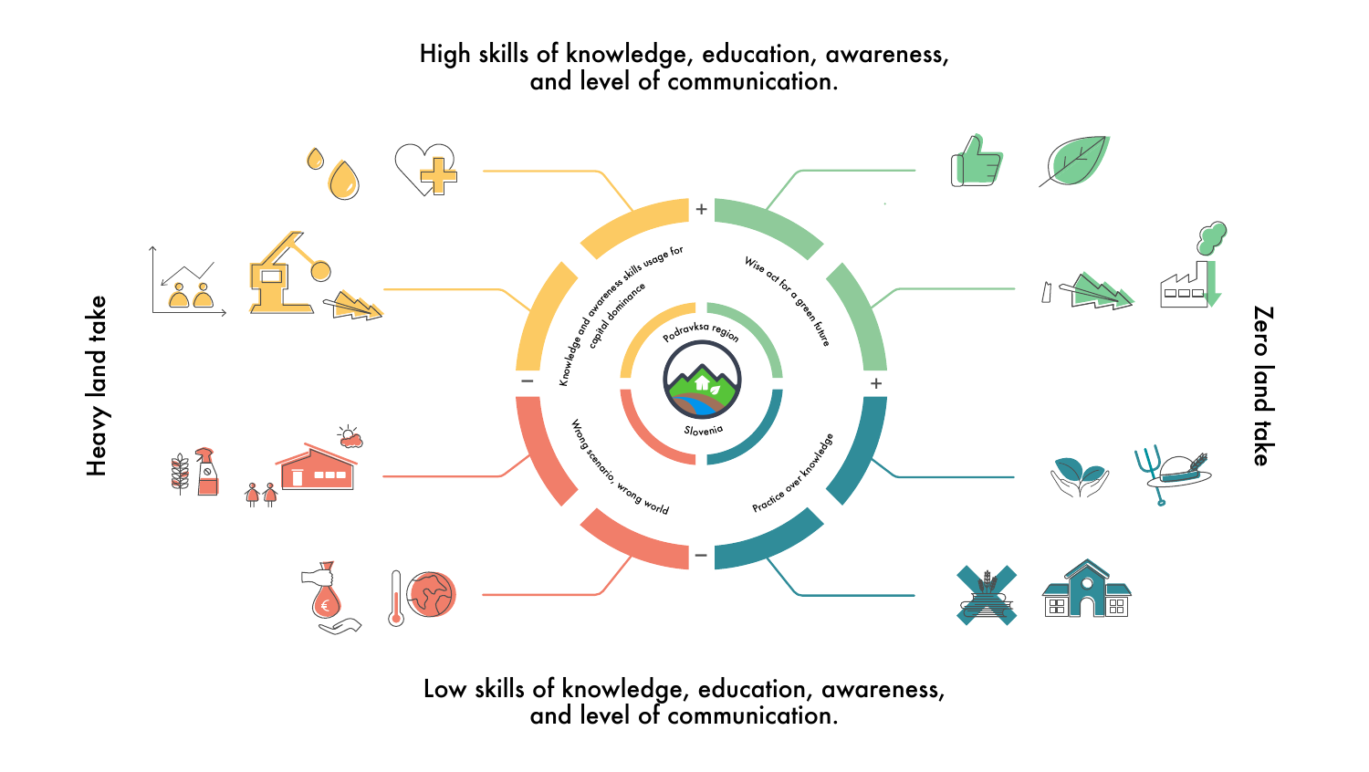High skills of knowledge, education, awareness, and level of communication.

Heavy land take

Zero land take

Knowledge and awareness skills usage for capital dominance

Wise act for a green future

Wrong scenario, wrong world

Practice over knowledge

Podravksa region

Slovenia

Low skills of knowledge, education, awareness, and level of communication.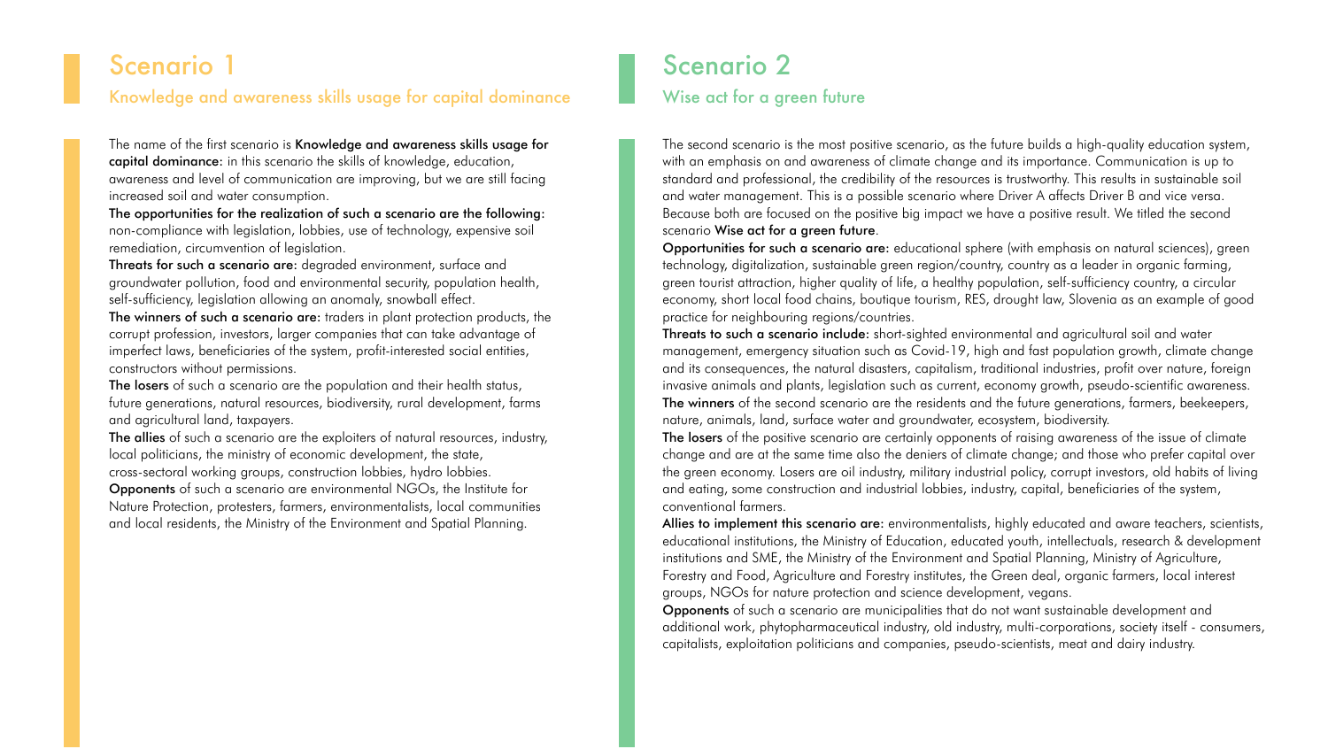## Scenario 1

### Knowledge and awareness skills usage for capital dominance

The name of the first scenario is **Knowledge and awareness skills usage for capital dominance**: in this scenario the skills of knowledge, education, awareness and level of communication are improving, but we are still facing increased soil and water consumption.

**The opportunities for the realization of such a scenario are the following**: non-compliance with legislation, lobbies, use of technology, expensive soil remediation, circumvention of legislation.

**Threats for such a scenario are:** degraded environment, surface and groundwater pollution, food and environmental security, population health, self-sufficiency, legislation allowing an anomaly, snowball effect.

**The winners of such a scenario are:** traders in plant protection products, the corrupt profession, investors, larger companies that can take advantage of imperfect laws, beneficiaries of the system, profit-interested social entities, constructors without permissions.

**The losers** of such a scenario are the population and their health status, future generations, natural resources, biodiversity, rural development, farms and agricultural land, taxpayers.

**The allies** of such a scenario are the exploiters of natural resources, industry, local politicians, the ministry of economic development, the state, cross-sectoral working groups, construction lobbies, hydro lobbies.

**Opponents** of such a scenario are environmental NGOs, the Institute for Nature Protection, protesters, farmers, environmentalists, local communities and local residents, the Ministry of the Environment and Spatial Planning.

## Scenario 2

### Wise act for a green future

The second scenario is the most positive scenario, as the future builds a high-quality education system, with an emphasis on and awareness of climate change and its importance. Communication is up to standard and professional, the credibility of the resources is trustworthy. This results in sustainable soil and water management. This is a possible scenario where Driver A affects Driver B and vice versa. Because both are focused on the positive big impact we have a positive result. We titled the second scenario **Wise act for a green future**.

**Opportunities for such a scenario are:** educational sphere (with emphasis on natural sciences), green technology, digitalization, sustainable green region/country, country as a leader in organic farming, green tourist attraction, higher quality of life, a healthy population, self-sufficiency country, a circular economy, short local food chains, boutique tourism, RES, drought law, Slovenia as an example of good practice for neighbouring regions/countries.

**Threats to such a scenario include:** short-sighted environmental and agricultural soil and water management, emergency situation such as Covid-19, high and fast population growth, climate change and its consequences, the natural disasters, capitalism, traditional industries, profit over nature, foreign invasive animals and plants, legislation such as current, economy growth, pseudo-scientific awareness.

**The winners** of the second scenario are the residents and the future generations, farmers, beekeepers, nature, animals, land, surface water and groundwater, ecosystem, biodiversity.

**The losers** of the positive scenario are certainly opponents of raising awareness of the issue of climate change and are at the same time also the deniers of climate change; and those who prefer capital over the green economy. Losers are oil industry, military industrial policy, corrupt investors, old habits of living and eating, some construction and industrial lobbies, industry, capital, beneficiaries of the system, conventional farmers.

**Allies to implement this scenario are:** environmentalists, highly educated and aware teachers, scientists, educational institutions, the Ministry of Education, educated youth, intellectuals, research & development institutions and SME, the Ministry of the Environment and Spatial Planning, Ministry of Agriculture, Forestry and Food, Agriculture and Forestry institutes, the Green deal, organic farmers, local interest groups, NGOs for nature protection and science development, vegans.

**Opponents** of such a scenario are municipalities that do not want sustainable development and additional work, phytopharmaceutical industry, old industry, multi-corporations, society itself - consumers, capitalists, exploitation politicians and companies, pseudo-scientists, meat and dairy industry.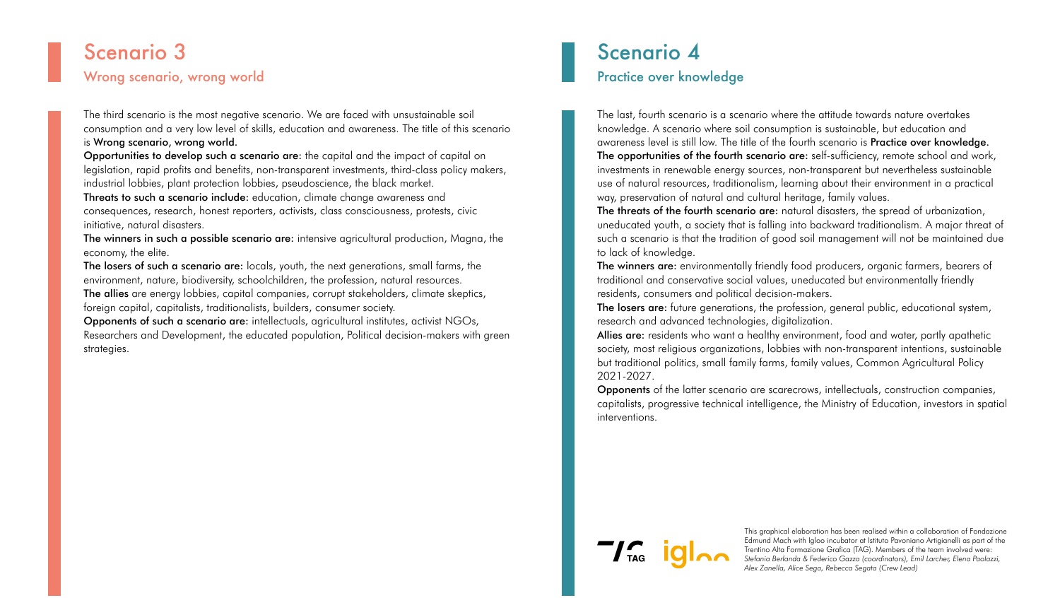# Scenario 3

## Wrong scenario, wrong world

The third scenario is the most negative scenario. We are faced with unsustainable soil consumption and a very low level of skills, education and awareness. The title of this scenario is **Wrong scenario, wrong world.**

**Opportunities to develop such a scenario are:** the capital and the impact of capital on legislation, rapid profits and benefits, non-transparent investments, third-class policy makers, industrial lobbies, plant protection lobbies, pseudoscience, the black market.

**Threats to such a scenario include:** education, climate change awareness and consequences, research, honest reporters, activists, class consciousness, protests, civic initiative, natural disasters.

**The winners in such a possible scenario are:** intensive agricultural production, Magna, the economy, the elite.

**The losers of such a scenario are:** locals, youth, the next generations, small farms, the environment, nature, biodiversity, schoolchildren, the profession, natural resources.

**The allies** are energy lobbies, capital companies, corrupt stakeholders, climate skeptics, foreign capital, capitalists, traditionalists, builders, consumer society.

**Opponents of such a scenario are:** intellectuals, agricultural institutes, activist NGOs, Researchers and Development, the educated population, Political decision-makers with green strategies.

# Scenario 4

## Practice over knowledge

The last, fourth scenario is a scenario where the attitude towards nature overtakes knowledge. A scenario where soil consumption is sustainable, but education and awareness level is still low. The title of the fourth scenario is **Practice over knowledge.**

**The opportunities of the fourth scenario are:** self-sufficiency, remote school and work, investments in renewable energy sources, non-transparent but nevertheless sustainable use of natural resources, traditionalism, learning about their environment in a practical way, preservation of natural and cultural heritage, family values.

**The threats of the fourth scenario are:** natural disasters, the spread of urbanization, uneducated youth, a society that is falling into backward traditionalism. A major threat of such a scenario is that the tradition of good soil management will not be maintained due to lack of knowledge.

**The winners are:** environmentally friendly food producers, organic farmers, bearers of traditional and conservative social values, uneducated but environmentally friendly residents, consumers and political decision-makers.

**The losers are:** future generations, the profession, general public, educational system, research and advanced technologies, digitalization.

**Allies are:** residents who want a healthy environment, food and water, partly apathetic society, most religious organizations, lobbies with non-transparent intentions, sustainable but traditional politics, small family farms, family values, Common Agricultural Policy 2021-2027.

**Opponents** of the latter scenario are scarecrows, intellectuals, construction companies, capitalists, progressive technical intelligence, the Ministry of Education, investors in spatial interventions.

TAG igloo

This graphical elaboration has been realised within a collaboration of Fondazione Edmund Mach with Igloo incubator at Istituto Pavoniano Artigianelli as part of the Trentino Alta Formazione Grafica (TAG). Members of the team involved were: *Stefania Berlanda & Federico Gazza (coordinators), Emil Larcher, Elena Paolazzi, Alex Zanella, Alice Sega, Rebecca Segata (Crew Lead)*